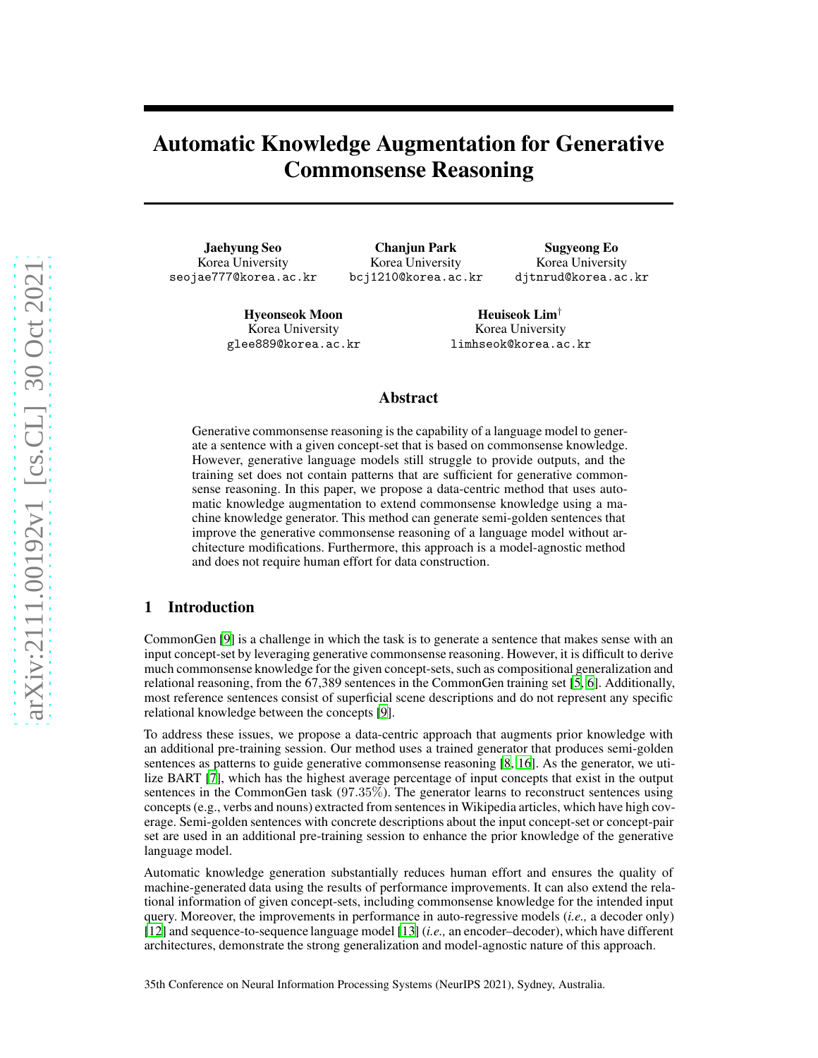# Automatic Knowledge Augmentation for Generative Commonsense Reasoning

**Jaehyung Seo**
Korea University
seojae777@korea.ac.kr

**Chanjun Park**
Korea University
bcj1210@korea.ac.kr

**Sugyeong Eo**
Korea University
djtnrud@korea.ac.kr

**Hyeonseok Moon**
Korea University
glee889@korea.ac.kr

**Heuiseok Lim**†
Korea University
limhseok@korea.ac.kr

## Abstract

Generative commonsense reasoning is the capability of a language model to generate a sentence with a given concept-set that is based on commonsense knowledge. However, generative language models still struggle to provide outputs, and the training set does not contain patterns that are sufficient for generative commonsense reasoning. In this paper, we propose a data-centric method that uses automatic knowledge augmentation to extend commonsense knowledge using a machine knowledge generator. This method can generate semi-golden sentences that improve the generative commonsense reasoning of a language model without architecture modifications. Furthermore, this approach is a model-agnostic method and does not require human effort for data construction.

## 1 Introduction

CommonGen [9] is a challenge in which the task is to generate a sentence that makes sense with an input concept-set by leveraging generative commonsense reasoning. However, it is difficult to derive much commonsense knowledge for the given concept-sets, such as compositional generalization and relational reasoning, from the 67,389 sentences in the CommonGen training set [5, 6]. Additionally, most reference sentences consist of superficial scene descriptions and do not represent any specific relational knowledge between the concepts [9].

To address these issues, we propose a data-centric approach that augments prior knowledge with an additional pre-training session. Our method uses a trained generator that produces semi-golden sentences as patterns to guide generative commonsense reasoning [8, 16]. As the generator, we utilize BART [7], which has the highest average percentage of input concepts that exist in the output sentences in the CommonGen task (97.35%). The generator learns to reconstruct sentences using concepts (e.g., verbs and nouns) extracted from sentences in Wikipedia articles, which have high coverage. Semi-golden sentences with concrete descriptions about the input concept-set or concept-pair set are used in an additional pre-training session to enhance the prior knowledge of the generative language model.

Automatic knowledge generation substantially reduces human effort and ensures the quality of machine-generated data using the results of performance improvements. It can also extend the relational information of given concept-sets, including commonsense knowledge for the intended input query. Moreover, the improvements in performance in auto-regressive models (*i.e.,* a decoder only) [12] and sequence-to-sequence language model [13] (*i.e.,* an encoder–decoder), which have different architectures, demonstrate the strong generalization and model-agnostic nature of this approach.

35th Conference on Neural Information Processing Systems (NeurIPS 2021), Sydney, Australia.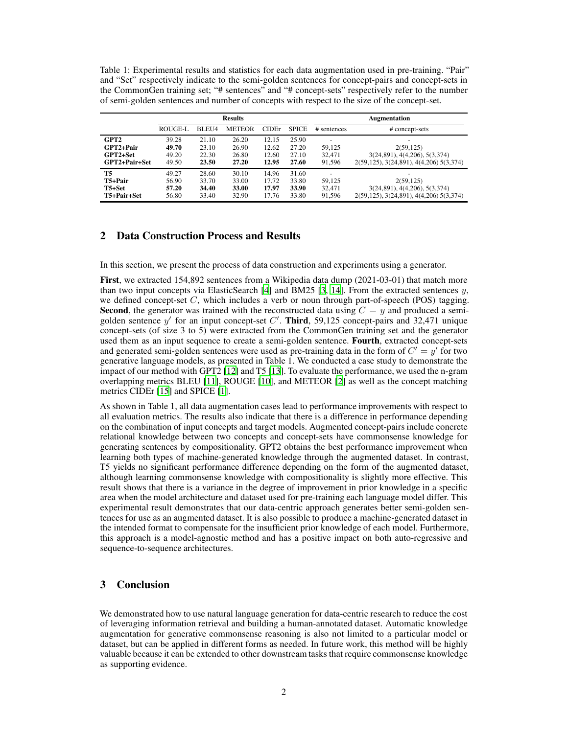Table 1: Experimental results and statistics for each data augmentation used in pre-training. "Pair" and "Set" respectively indicate to the semi-golden sentences for concept-pairs and concept-sets in the CommonGen training set; "# sentences" and "# concept-sets" respectively refer to the number of semi-golden sentences and number of concepts with respect to the size of the concept-set.

| | Results | | | | | Augmentation | |
|---|---|---|---|---|---|---|---|
| | ROUGE-L | BLEU4 | METEOR | CIDEr | SPICE | # sentences | # concept-sets |
| **GPT2** | 39.28 | 21.10 | 26.20 | 12.15 | 25.90 | - | - |
| **GPT2+Pair** | **49.70** | 23.10 | 26.90 | 12.62 | 27.20 | 59,125 | 2(59,125) |
| **GPT2+Set** | 49.20 | 22.30 | 26.80 | 12.60 | 27.10 | 32,471 | 3(24,891), 4(4,206), 5(3,374) |
| **GPT2+Pair+Set** | 49.50 | **23.50** | **27.20** | **12.95** | **27.60** | 91,596 | 2(59,125), 3(24,891), 4(4,206) 5(3,374) |
| **T5** | 49.27 | 28.60 | 30.10 | 14.96 | 31.60 | - | - |
| **T5+Pair** | 56.90 | 33.70 | 33.00 | 17.72 | 33.80 | 59,125 | 2(59,125) |
| **T5+Set** | **57.20** | **34.40** | **33.00** | **17.97** | **33.90** | 32,471 | 3(24,891), 4(4,206), 5(3,374) |
| **T5+Pair+Set** | 56.80 | 33.40 | 32.90 | 17.76 | 33.80 | 91,596 | 2(59,125), 3(24,891), 4(4,206) 5(3,374) |

## 2 Data Construction Process and Results

In this section, we present the process of data construction and experiments using a generator.

**First**, we extracted 154,892 sentences from a Wikipedia data dump (2021-03-01) that match more than two input concepts via ElasticSearch [4] and BM25 [3, 14]. From the extracted sentences $y$, we defined concept-set $C$, which includes a verb or noun through part-of-speech (POS) tagging. **Second**, the generator was trained with the reconstructed data using $C = y$ and produced a semi-golden sentence $y'$ for an input concept-set $C'$. **Third**, 59,125 concept-pairs and 32,471 unique concept-sets (of size 3 to 5) were extracted from the CommonGen training set and the generator used them as an input sequence to create a semi-golden sentence. **Fourth**, extracted concept-sets and generated semi-golden sentences were used as pre-training data in the form of $C' = y'$ for two generative language models, as presented in Table 1. We conducted a case study to demonstrate the impact of our method with GPT2 [12] and T5 [13]. To evaluate the performance, we used the n-gram overlapping metrics BLEU [11], ROUGE [10], and METEOR [2] as well as the concept matching metrics CIDEr [15] and SPICE [1].

As shown in Table 1, all data augmentation cases lead to performance improvements with respect to all evaluation metrics. The results also indicate that there is a difference in performance depending on the combination of input concepts and target models. Augmented concept-pairs include concrete relational knowledge between two concepts and concept-sets have commonsense knowledge for generating sentences by compositionality. GPT2 obtains the best performance improvement when learning both types of machine-generated knowledge through the augmented dataset. In contrast, T5 yields no significant performance difference depending on the form of the augmented dataset, although learning commonsense knowledge with compositionality is slightly more effective. This result shows that there is a variance in the degree of improvement in prior knowledge in a specific area when the model architecture and dataset used for pre-training each language model differ. This experimental result demonstrates that our data-centric approach generates better semi-golden sentences for use as an augmented dataset. It is also possible to produce a machine-generated dataset in the intended format to compensate for the insufficient prior knowledge of each model. Furthermore, this approach is a model-agnostic method and has a positive impact on both auto-regressive and sequence-to-sequence architectures.

## 3 Conclusion

We demonstrated how to use natural language generation for data-centric research to reduce the cost of leveraging information retrieval and building a human-annotated dataset. Automatic knowledge augmentation for generative commonsense reasoning is also not limited to a particular model or dataset, but can be applied in different forms as needed. In future work, this method will be highly valuable because it can be extended to other downstream tasks that require commonsense knowledge as supporting evidence.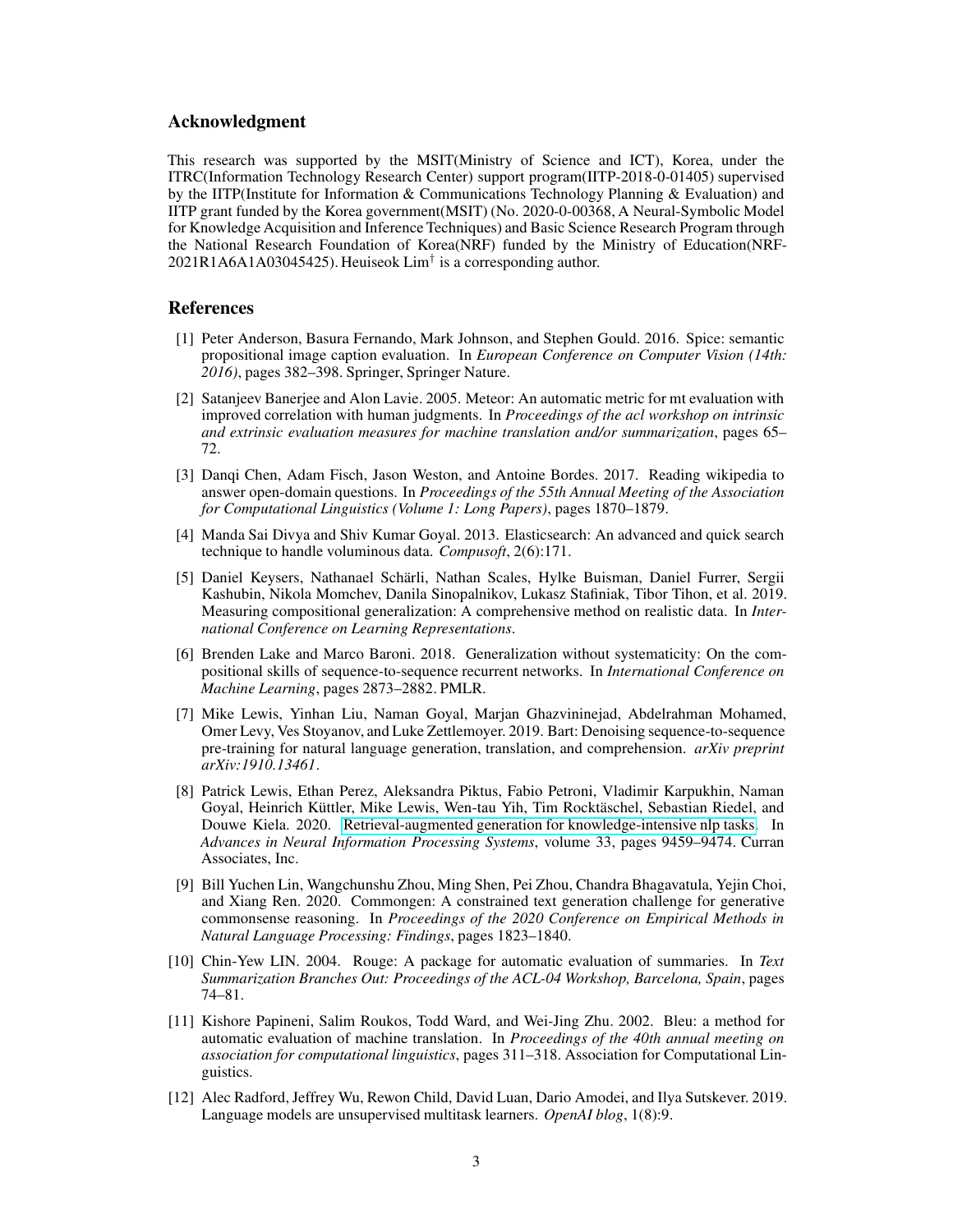## Acknowledgment

This research was supported by the MSIT(Ministry of Science and ICT), Korea, under the ITRC(Information Technology Research Center) support program(IITP-2018-0-01405) supervised by the IITP(Institute for Information & Communications Technology Planning & Evaluation) and IITP grant funded by the Korea government(MSIT) (No. 2020-0-00368, A Neural-Symbolic Model for Knowledge Acquisition and Inference Techniques) and Basic Science Research Program through the National Research Foundation of Korea(NRF) funded by the Ministry of Education(NRF-2021R1A6A1A03045425). Heuiseok Lim[†] is a corresponding author.

## References

[1] Peter Anderson, Basura Fernando, Mark Johnson, and Stephen Gould. 2016. Spice: semantic propositional image caption evaluation. In *European Conference on Computer Vision (14th: 2016)*, pages 382–398. Springer, Springer Nature.

[2] Satanjeev Banerjee and Alon Lavie. 2005. Meteor: An automatic metric for mt evaluation with improved correlation with human judgments. In *Proceedings of the acl workshop on intrinsic and extrinsic evaluation measures for machine translation and/or summarization*, pages 65–72.

[3] Danqi Chen, Adam Fisch, Jason Weston, and Antoine Bordes. 2017. Reading wikipedia to answer open-domain questions. In *Proceedings of the 55th Annual Meeting of the Association for Computational Linguistics (Volume 1: Long Papers)*, pages 1870–1879.

[4] Manda Sai Divya and Shiv Kumar Goyal. 2013. Elasticsearch: An advanced and quick search technique to handle voluminous data. *Compusoft*, 2(6):171.

[5] Daniel Keysers, Nathanael Schärli, Nathan Scales, Hylke Buisman, Daniel Furrer, Sergii Kashubin, Nikola Momchev, Danila Sinopalnikov, Lukasz Stafiniak, Tibor Tihon, et al. 2019. Measuring compositional generalization: A comprehensive method on realistic data. In *International Conference on Learning Representations*.

[6] Brenden Lake and Marco Baroni. 2018. Generalization without systematicity: On the compositional skills of sequence-to-sequence recurrent networks. In *International Conference on Machine Learning*, pages 2873–2882. PMLR.

[7] Mike Lewis, Yinhan Liu, Naman Goyal, Marjan Ghazvininejad, Abdelrahman Mohamed, Omer Levy, Ves Stoyanov, and Luke Zettlemoyer. 2019. Bart: Denoising sequence-to-sequence pre-training for natural language generation, translation, and comprehension. *arXiv preprint arXiv:1910.13461*.

[8] Patrick Lewis, Ethan Perez, Aleksandra Piktus, Fabio Petroni, Vladimir Karpukhin, Naman Goyal, Heinrich Küttler, Mike Lewis, Wen-tau Yih, Tim Rocktäschel, Sebastian Riedel, and Douwe Kiela. 2020. Retrieval-augmented generation for knowledge-intensive nlp tasks. In *Advances in Neural Information Processing Systems*, volume 33, pages 9459–9474. Curran Associates, Inc.

[9] Bill Yuchen Lin, Wangchunshu Zhou, Ming Shen, Pei Zhou, Chandra Bhagavatula, Yejin Choi, and Xiang Ren. 2020. Commongen: A constrained text generation challenge for generative commonsense reasoning. In *Proceedings of the 2020 Conference on Empirical Methods in Natural Language Processing: Findings*, pages 1823–1840.

[10] Chin-Yew LIN. 2004. Rouge: A package for automatic evaluation of summaries. In *Text Summarization Branches Out: Proceedings of the ACL-04 Workshop, Barcelona, Spain*, pages 74–81.

[11] Kishore Papineni, Salim Roukos, Todd Ward, and Wei-Jing Zhu. 2002. Bleu: a method for automatic evaluation of machine translation. In *Proceedings of the 40th annual meeting on association for computational linguistics*, pages 311–318. Association for Computational Linguistics.

[12] Alec Radford, Jeffrey Wu, Rewon Child, David Luan, Dario Amodei, and Ilya Sutskever. 2019. Language models are unsupervised multitask learners. *OpenAI blog*, 1(8):9.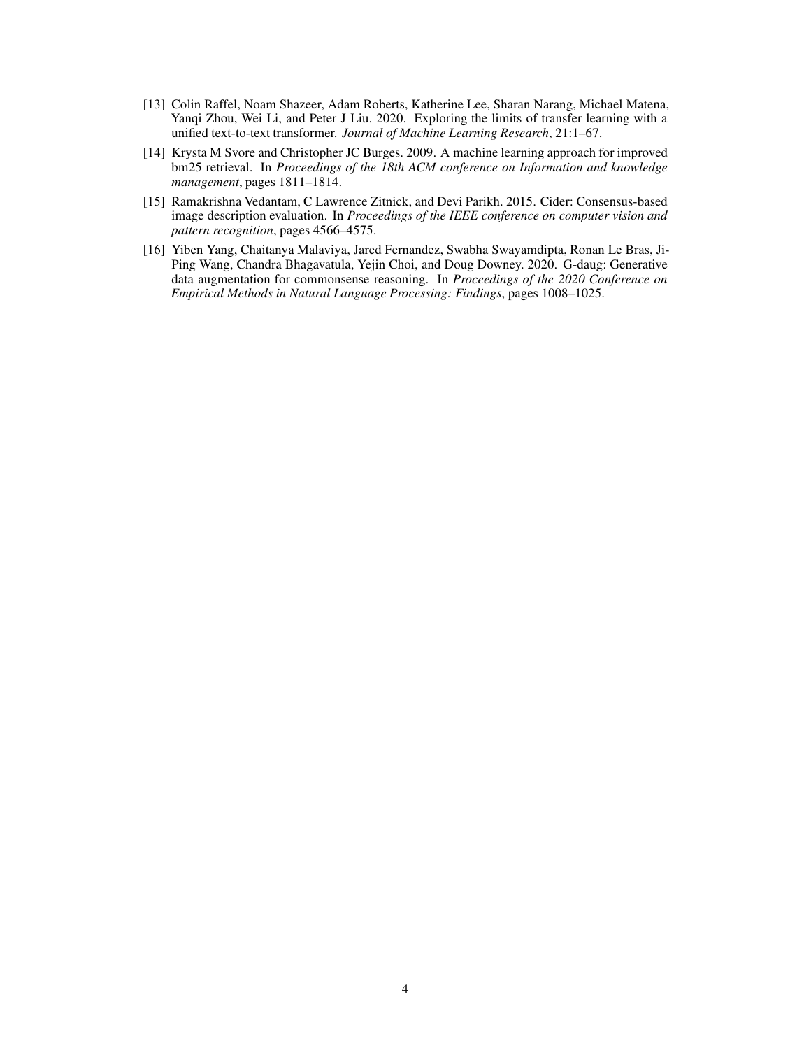[13] Colin Raffel, Noam Shazeer, Adam Roberts, Katherine Lee, Sharan Narang, Michael Matena, Yanqi Zhou, Wei Li, and Peter J Liu. 2020. Exploring the limits of transfer learning with a unified text-to-text transformer. *Journal of Machine Learning Research*, 21:1–67.

[14] Krysta M Svore and Christopher JC Burges. 2009. A machine learning approach for improved bm25 retrieval. In *Proceedings of the 18th ACM conference on Information and knowledge management*, pages 1811–1814.

[15] Ramakrishna Vedantam, C Lawrence Zitnick, and Devi Parikh. 2015. Cider: Consensus-based image description evaluation. In *Proceedings of the IEEE conference on computer vision and pattern recognition*, pages 4566–4575.

[16] Yiben Yang, Chaitanya Malaviya, Jared Fernandez, Swabha Swayamdipta, Ronan Le Bras, Ji-Ping Wang, Chandra Bhagavatula, Yejin Choi, and Doug Downey. 2020. G-daug: Generative data augmentation for commonsense reasoning. In *Proceedings of the 2020 Conference on Empirical Methods in Natural Language Processing: Findings*, pages 1008–1025.